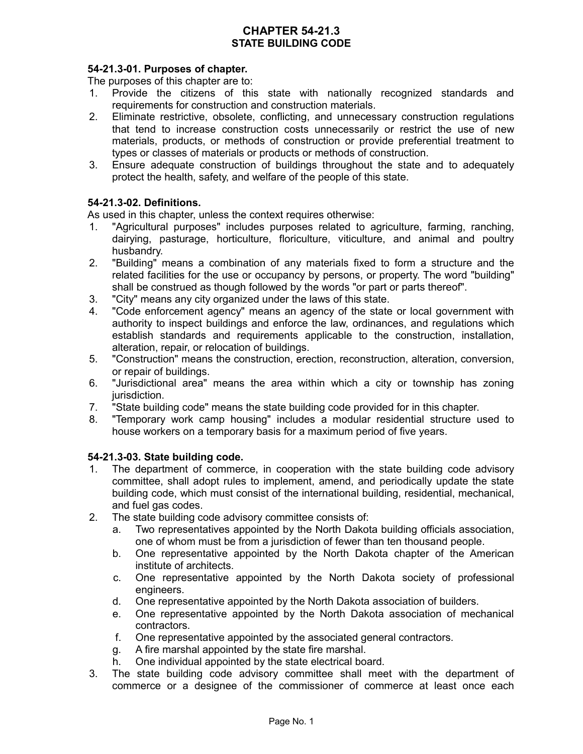# CHAPTER 54-21.3
## STATE BUILDING CODE

**54-21.3-01. Purposes of chapter.**

The purposes of this chapter are to:

1. Provide the citizens of this state with nationally recognized standards and requirements for construction and construction materials.
2. Eliminate restrictive, obsolete, conflicting, and unnecessary construction regulations that tend to increase construction costs unnecessarily or restrict the use of new materials, products, or methods of construction or provide preferential treatment to types or classes of materials or products or methods of construction.
3. Ensure adequate construction of buildings throughout the state and to adequately protect the health, safety, and welfare of the people of this state.

**54-21.3-02. Definitions.**

As used in this chapter, unless the context requires otherwise:

1. "Agricultural purposes" includes purposes related to agriculture, farming, ranching, dairying, pasturage, horticulture, floriculture, viticulture, and animal and poultry husbandry.
2. "Building" means a combination of any materials fixed to form a structure and the related facilities for the use or occupancy by persons, or property. The word "building" shall be construed as though followed by the words "or part or parts thereof".
3. "City" means any city organized under the laws of this state.
4. "Code enforcement agency" means an agency of the state or local government with authority to inspect buildings and enforce the law, ordinances, and regulations which establish standards and requirements applicable to the construction, installation, alteration, repair, or relocation of buildings.
5. "Construction" means the construction, erection, reconstruction, alteration, conversion, or repair of buildings.
6. "Jurisdictional area" means the area within which a city or township has zoning jurisdiction.
7. "State building code" means the state building code provided for in this chapter.
8. "Temporary work camp housing" includes a modular residential structure used to house workers on a temporary basis for a maximum period of five years.

**54-21.3-03. State building code.**

1. The department of commerce, in cooperation with the state building code advisory committee, shall adopt rules to implement, amend, and periodically update the state building code, which must consist of the international building, residential, mechanical, and fuel gas codes.
2. The state building code advisory committee consists of:
   a. Two representatives appointed by the North Dakota building officials association, one of whom must be from a jurisdiction of fewer than ten thousand people.
   b. One representative appointed by the North Dakota chapter of the American institute of architects.
   c. One representative appointed by the North Dakota society of professional engineers.
   d. One representative appointed by the North Dakota association of builders.
   e. One representative appointed by the North Dakota association of mechanical contractors.
   f. One representative appointed by the associated general contractors.
   g. A fire marshal appointed by the state fire marshal.
   h. One individual appointed by the state electrical board.
3. The state building code advisory committee shall meet with the department of commerce or a designee of the commissioner of commerce at least once each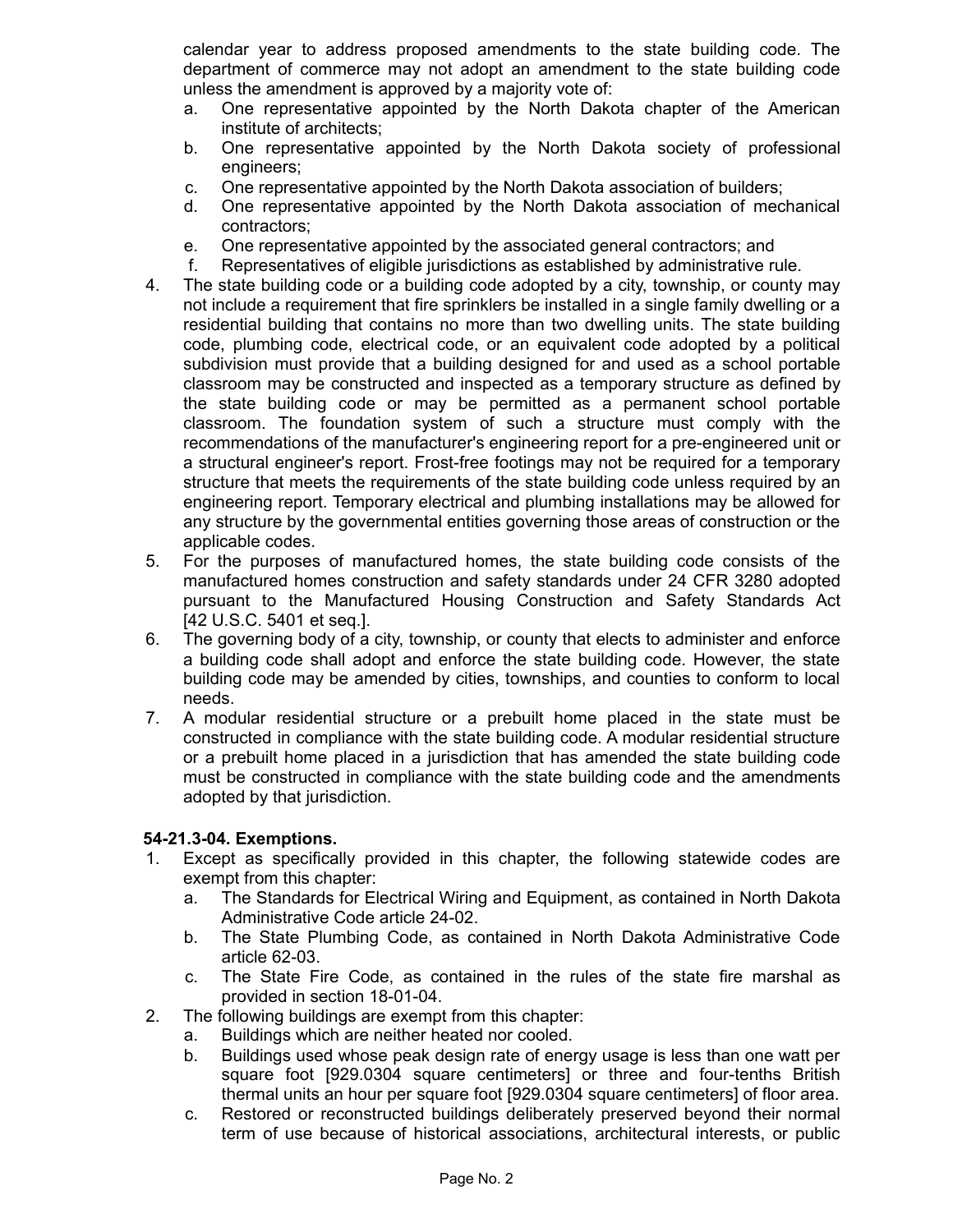calendar year to address proposed amendments to the state building code. The department of commerce may not adopt an amendment to the state building code unless the amendment is approved by a majority vote of:

a. One representative appointed by the North Dakota chapter of the American institute of architects;
b. One representative appointed by the North Dakota society of professional engineers;
c. One representative appointed by the North Dakota association of builders;
d. One representative appointed by the North Dakota association of mechanical contractors;
e. One representative appointed by the associated general contractors; and
f. Representatives of eligible jurisdictions as established by administrative rule.

4. The state building code or a building code adopted by a city, township, or county may not include a requirement that fire sprinklers be installed in a single family dwelling or a residential building that contains no more than two dwelling units. The state building code, plumbing code, electrical code, or an equivalent code adopted by a political subdivision must provide that a building designed for and used as a school portable classroom may be constructed and inspected as a temporary structure as defined by the state building code or may be permitted as a permanent school portable classroom. The foundation system of such a structure must comply with the recommendations of the manufacturer's engineering report for a pre-engineered unit or a structural engineer's report. Frost-free footings may not be required for a temporary structure that meets the requirements of the state building code unless required by an engineering report. Temporary electrical and plumbing installations may be allowed for any structure by the governmental entities governing those areas of construction or the applicable codes.
5. For the purposes of manufactured homes, the state building code consists of the manufactured homes construction and safety standards under 24 CFR 3280 adopted pursuant to the Manufactured Housing Construction and Safety Standards Act [42 U.S.C. 5401 et seq.].
6. The governing body of a city, township, or county that elects to administer and enforce a building code shall adopt and enforce the state building code. However, the state building code may be amended by cities, townships, and counties to conform to local needs.
7. A modular residential structure or a prebuilt home placed in the state must be constructed in compliance with the state building code. A modular residential structure or a prebuilt home placed in a jurisdiction that has amended the state building code must be constructed in compliance with the state building code and the amendments adopted by that jurisdiction.

**54-21.3-04. Exemptions.**

1. Except as specifically provided in this chapter, the following statewide codes are exempt from this chapter:
   a. The Standards for Electrical Wiring and Equipment, as contained in North Dakota Administrative Code article 24-02.
   b. The State Plumbing Code, as contained in North Dakota Administrative Code article 62-03.
   c. The State Fire Code, as contained in the rules of the state fire marshal as provided in section 18-01-04.
2. The following buildings are exempt from this chapter:
   a. Buildings which are neither heated nor cooled.
   b. Buildings used whose peak design rate of energy usage is less than one watt per square foot [929.0304 square centimeters] or three and four-tenths British thermal units an hour per square foot [929.0304 square centimeters] of floor area.
   c. Restored or reconstructed buildings deliberately preserved beyond their normal term of use because of historical associations, architectural interests, or public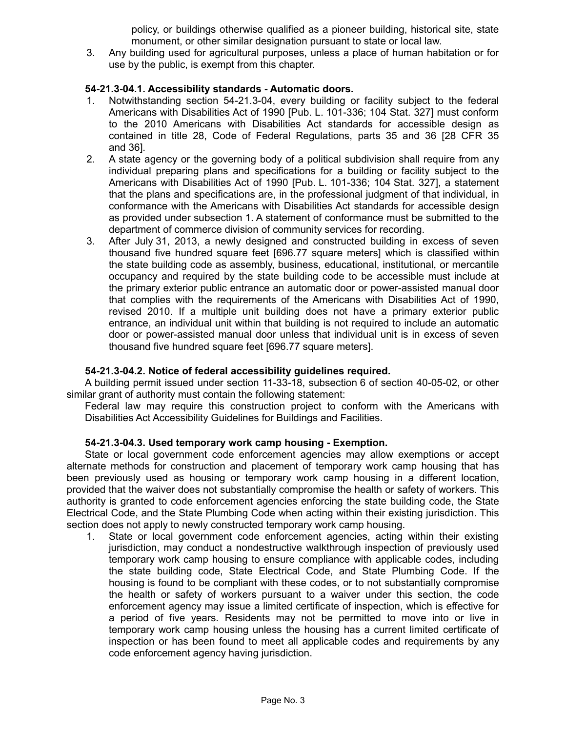policy, or buildings otherwise qualified as a pioneer building, historical site, state monument, or other similar designation pursuant to state or local law.

3. Any building used for agricultural purposes, unless a place of human habitation or for use by the public, is exempt from this chapter.

**54-21.3-04.1. Accessibility standards - Automatic doors.**

1. Notwithstanding section 54-21.3-04, every building or facility subject to the federal Americans with Disabilities Act of 1990 [Pub. L. 101-336; 104 Stat. 327] must conform to the 2010 Americans with Disabilities Act standards for accessible design as contained in title 28, Code of Federal Regulations, parts 35 and 36 [28 CFR 35 and 36].
2. A state agency or the governing body of a political subdivision shall require from any individual preparing plans and specifications for a building or facility subject to the Americans with Disabilities Act of 1990 [Pub. L. 101-336; 104 Stat. 327], a statement that the plans and specifications are, in the professional judgment of that individual, in conformance with the Americans with Disabilities Act standards for accessible design as provided under subsection 1. A statement of conformance must be submitted to the department of commerce division of community services for recording.
3. After July 31, 2013, a newly designed and constructed building in excess of seven thousand five hundred square feet [696.77 square meters] which is classified within the state building code as assembly, business, educational, institutional, or mercantile occupancy and required by the state building code to be accessible must include at the primary exterior public entrance an automatic door or power-assisted manual door that complies with the requirements of the Americans with Disabilities Act of 1990, revised 2010. If a multiple unit building does not have a primary exterior public entrance, an individual unit within that building is not required to include an automatic door or power-assisted manual door unless that individual unit is in excess of seven thousand five hundred square feet [696.77 square meters].

**54-21.3-04.2. Notice of federal accessibility guidelines required.**

A building permit issued under section 11-33-18, subsection 6 of section 40-05-02, or other similar grant of authority must contain the following statement:

Federal law may require this construction project to conform with the Americans with Disabilities Act Accessibility Guidelines for Buildings and Facilities.

**54-21.3-04.3. Used temporary work camp housing - Exemption.**

State or local government code enforcement agencies may allow exemptions or accept alternate methods for construction and placement of temporary work camp housing that has been previously used as housing or temporary work camp housing in a different location, provided that the waiver does not substantially compromise the health or safety of workers. This authority is granted to code enforcement agencies enforcing the state building code, the State Electrical Code, and the State Plumbing Code when acting within their existing jurisdiction. This section does not apply to newly constructed temporary work camp housing.

1. State or local government code enforcement agencies, acting within their existing jurisdiction, may conduct a nondestructive walkthrough inspection of previously used temporary work camp housing to ensure compliance with applicable codes, including the state building code, State Electrical Code, and State Plumbing Code. If the housing is found to be compliant with these codes, or to not substantially compromise the health or safety of workers pursuant to a waiver under this section, the code enforcement agency may issue a limited certificate of inspection, which is effective for a period of five years. Residents may not be permitted to move into or live in temporary work camp housing unless the housing has a current limited certificate of inspection or has been found to meet all applicable codes and requirements by any code enforcement agency having jurisdiction.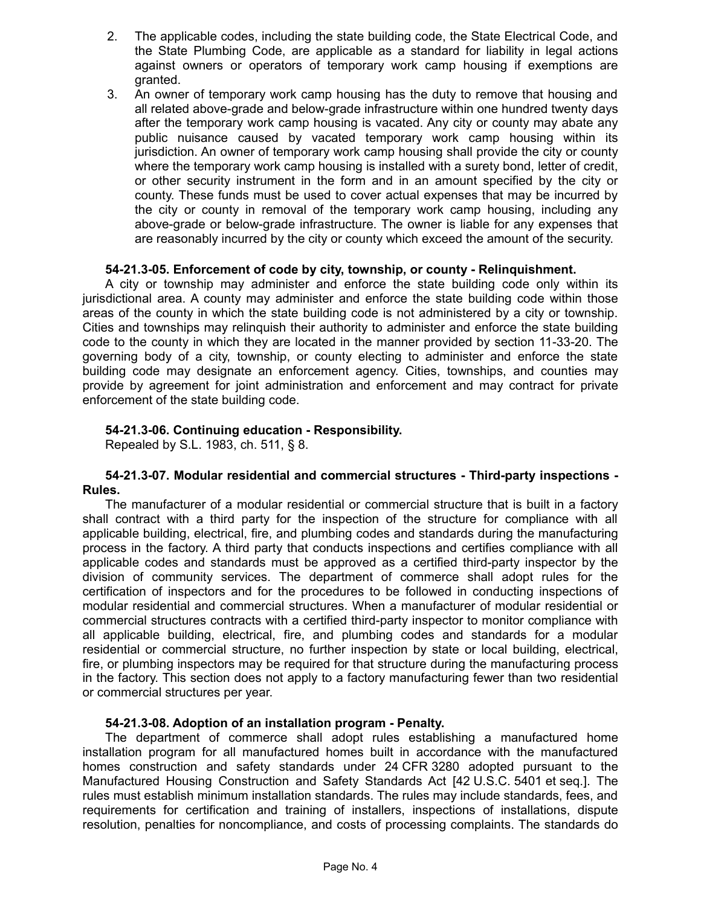2. The applicable codes, including the state building code, the State Electrical Code, and the State Plumbing Code, are applicable as a standard for liability in legal actions against owners or operators of temporary work camp housing if exemptions are granted.
3. An owner of temporary work camp housing has the duty to remove that housing and all related above-grade and below-grade infrastructure within one hundred twenty days after the temporary work camp housing is vacated. Any city or county may abate any public nuisance caused by vacated temporary work camp housing within its jurisdiction. An owner of temporary work camp housing shall provide the city or county where the temporary work camp housing is installed with a surety bond, letter of credit, or other security instrument in the form and in an amount specified by the city or county. These funds must be used to cover actual expenses that may be incurred by the city or county in removal of the temporary work camp housing, including any above-grade or below-grade infrastructure. The owner is liable for any expenses that are reasonably incurred by the city or county which exceed the amount of the security.

**54-21.3-05. Enforcement of code by city, township, or county - Relinquishment.**

A city or township may administer and enforce the state building code only within its jurisdictional area. A county may administer and enforce the state building code within those areas of the county in which the state building code is not administered by a city or township. Cities and townships may relinquish their authority to administer and enforce the state building code to the county in which they are located in the manner provided by section 11-33-20. The governing body of a city, township, or county electing to administer and enforce the state building code may designate an enforcement agency. Cities, townships, and counties may provide by agreement for joint administration and enforcement and may contract for private enforcement of the state building code.

**54-21.3-06. Continuing education - Responsibility.**

Repealed by S.L. 1983, ch. 511, § 8.

**54-21.3-07. Modular residential and commercial structures - Third-party inspections - Rules.**

The manufacturer of a modular residential or commercial structure that is built in a factory shall contract with a third party for the inspection of the structure for compliance with all applicable building, electrical, fire, and plumbing codes and standards during the manufacturing process in the factory. A third party that conducts inspections and certifies compliance with all applicable codes and standards must be approved as a certified third-party inspector by the division of community services. The department of commerce shall adopt rules for the certification of inspectors and for the procedures to be followed in conducting inspections of modular residential and commercial structures. When a manufacturer of modular residential or commercial structures contracts with a certified third-party inspector to monitor compliance with all applicable building, electrical, fire, and plumbing codes and standards for a modular residential or commercial structure, no further inspection by state or local building, electrical, fire, or plumbing inspectors may be required for that structure during the manufacturing process in the factory. This section does not apply to a factory manufacturing fewer than two residential or commercial structures per year.

**54-21.3-08. Adoption of an installation program - Penalty.**

The department of commerce shall adopt rules establishing a manufactured home installation program for all manufactured homes built in accordance with the manufactured homes construction and safety standards under 24 CFR 3280 adopted pursuant to the Manufactured Housing Construction and Safety Standards Act [42 U.S.C. 5401 et seq.]. The rules must establish minimum installation standards. The rules may include standards, fees, and requirements for certification and training of installers, inspections of installations, dispute resolution, penalties for noncompliance, and costs of processing complaints. The standards do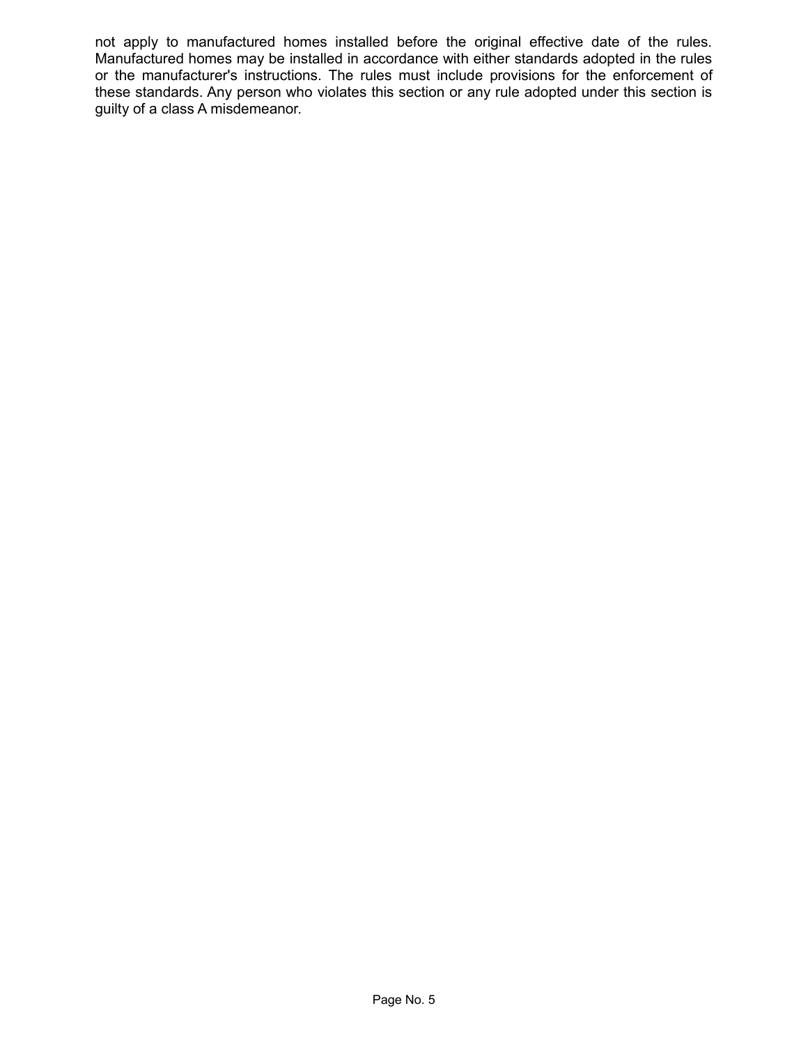not apply to manufactured homes installed before the original effective date of the rules. Manufactured homes may be installed in accordance with either standards adopted in the rules or the manufacturer's instructions. The rules must include provisions for the enforcement of these standards. Any person who violates this section or any rule adopted under this section is guilty of a class A misdemeanor.